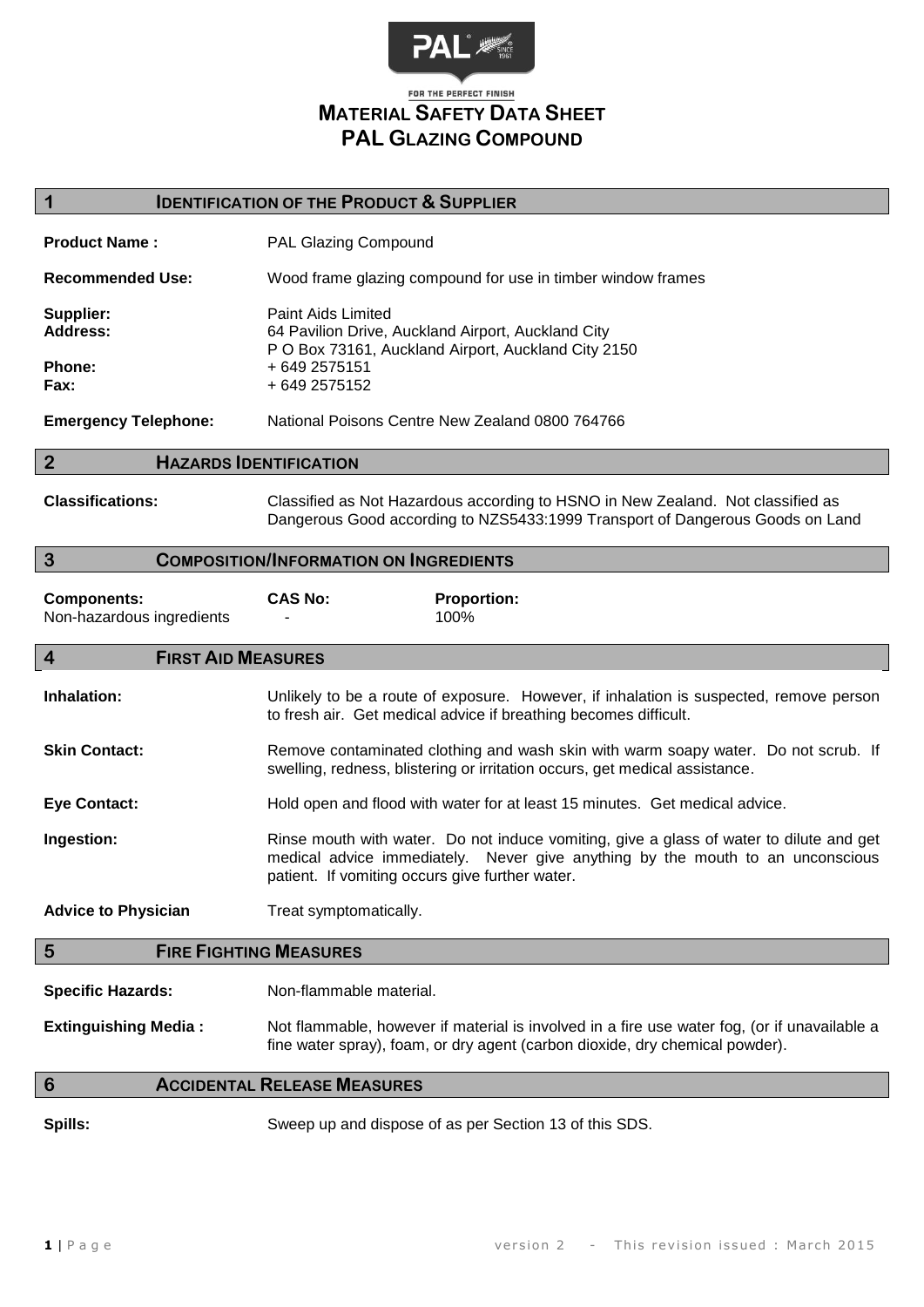PAL

FOR THE PERFECT FINISH

# MATERIAL SAFETY DATA SHEET
# PAL GLAZING COMPOUND

## 1 IDENTIFICATION OF THE PRODUCT & SUPPLIER

**Product Name :** PAL Glazing Compound

**Recommended Use:** Wood frame glazing compound for use in timber window frames

**Supplier:** Paint Aids Limited
**Address:** 64 Pavilion Drive, Auckland Airport, Auckland City
P O Box 73161, Auckland Airport, Auckland City 2150
**Phone:** + 649 2575151
**Fax:** + 649 2575152

**Emergency Telephone:** National Poisons Centre New Zealand 0800 764766

## 2 HAZARDS IDENTIFICATION

**Classifications:** Classified as Not Hazardous according to HSNO in New Zealand. Not classified as Dangerous Good according to NZS5433:1999 Transport of Dangerous Goods on Land

## 3 COMPOSITION/INFORMATION ON INGREDIENTS

| Components: | CAS No: | Proportion: |
|---|---|---|
| Non-hazardous ingredients | - | 100% |

## 4 FIRST AID MEASURES

**Inhalation:** Unlikely to be a route of exposure. However, if inhalation is suspected, remove person to fresh air. Get medical advice if breathing becomes difficult.

**Skin Contact:** Remove contaminated clothing and wash skin with warm soapy water. Do not scrub. If swelling, redness, blistering or irritation occurs, get medical assistance.

**Eye Contact:** Hold open and flood with water for at least 15 minutes. Get medical advice.

**Ingestion:** Rinse mouth with water. Do not induce vomiting, give a glass of water to dilute and get medical advice immediately. Never give anything by the mouth to an unconscious patient. If vomiting occurs give further water.

**Advice to Physician** Treat symptomatically.

## 5 FIRE FIGHTING MEASURES

**Specific Hazards:** Non-flammable material.

**Extinguishing Media :** Not flammable, however if material is involved in a fire use water fog, (or if unavailable a fine water spray), foam, or dry agent (carbon dioxide, dry chemical powder).

## 6 ACCIDENTAL RELEASE MEASURES

**Spills:** Sweep up and dispose of as per Section 13 of this SDS.

version 2 - This revision issued : March 2015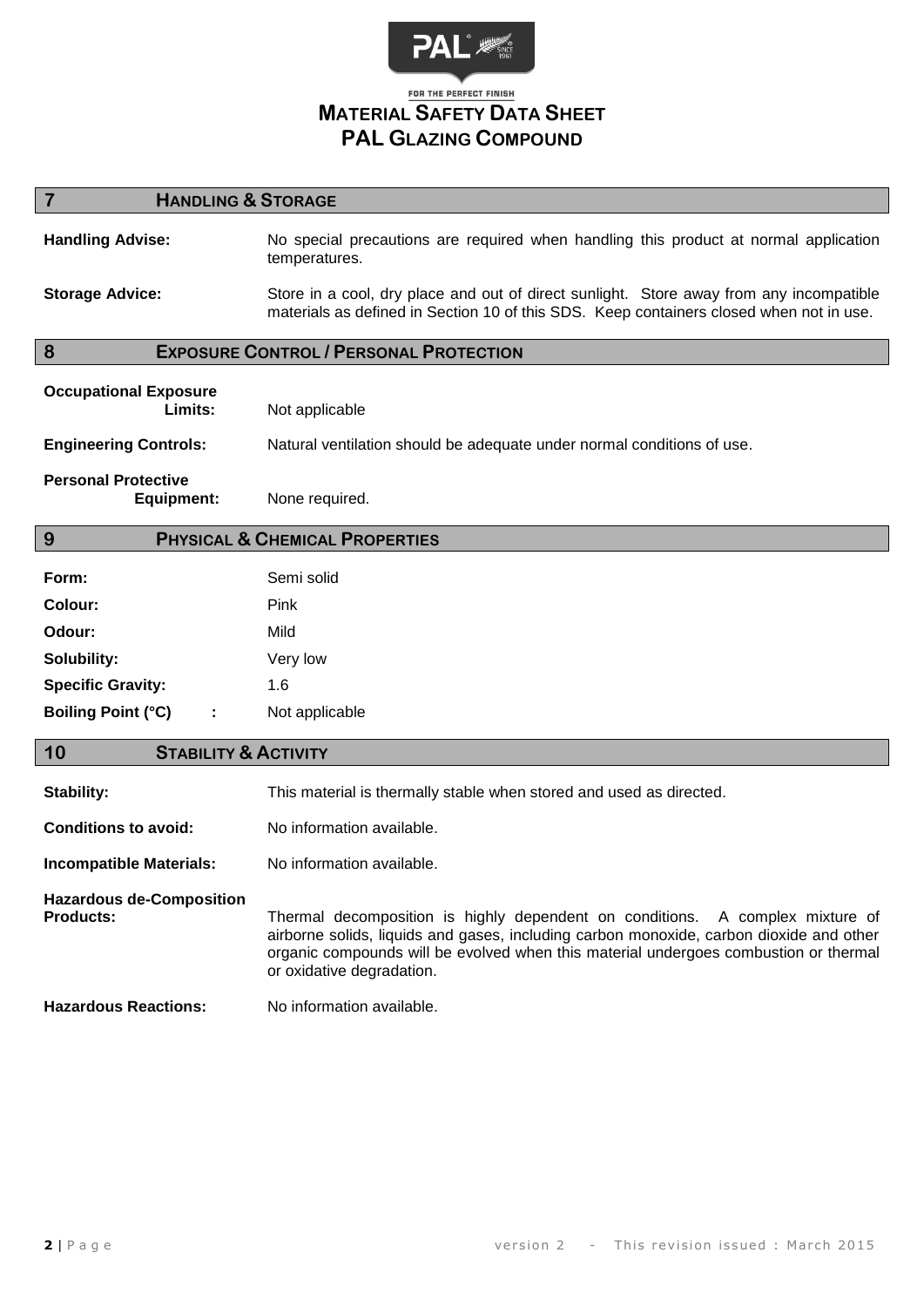# MATERIAL SAFETY DATA SHEET
# PAL GLAZING COMPOUND

## 7 HANDLING & STORAGE

**Handling Advise:** No special precautions are required when handling this product at normal application temperatures.

**Storage Advice:** Store in a cool, dry place and out of direct sunlight. Store away from any incompatible materials as defined in Section 10 of this SDS. Keep containers closed when not in use.

## 8 EXPOSURE CONTROL / PERSONAL PROTECTION

**Occupational Exposure Limits:** Not applicable

**Engineering Controls:** Natural ventilation should be adequate under normal conditions of use.

**Personal Protective Equipment:** None required.

## 9 PHYSICAL & CHEMICAL PROPERTIES

**Form:** Semi solid

**Colour:** Pink

**Odour:** Mild

**Solubility:** Very low

**Specific Gravity:** 1.6

**Boiling Point (°C) :** Not applicable

## 10 STABILITY & ACTIVITY

**Stability:** This material is thermally stable when stored and used as directed.

**Conditions to avoid:** No information available.

**Incompatible Materials:** No information available.

**Hazardous de-Composition Products:** Thermal decomposition is highly dependent on conditions. A complex mixture of airborne solids, liquids and gases, including carbon monoxide, carbon dioxide and other organic compounds will be evolved when this material undergoes combustion or thermal or oxidative degradation.

**Hazardous Reactions:** No information available.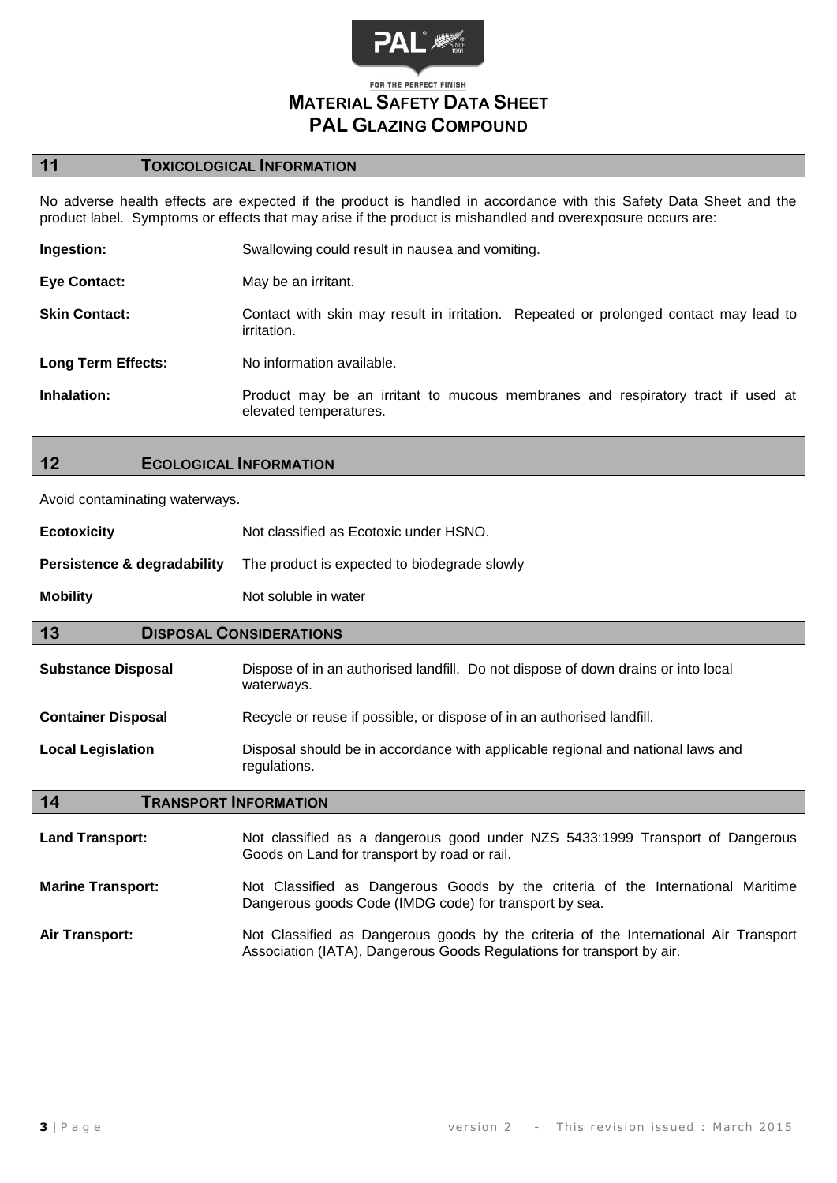## 11 TOXICOLOGICAL INFORMATION

No adverse health effects are expected if the product is handled in accordance with this Safety Data Sheet and the product label. Symptoms or effects that may arise if the product is mishandled and overexposure occurs are:

| | |
|---|---|
| **Ingestion:** | Swallowing could result in nausea and vomiting. |
| **Eye Contact:** | May be an irritant. |
| **Skin Contact:** | Contact with skin may result in irritation. Repeated or prolonged contact may lead to irritation. |
| **Long Term Effects:** | No information available. |
| **Inhalation:** | Product may be an irritant to mucous membranes and respiratory tract if used at elevated temperatures. |

## 12 ECOLOGICAL INFORMATION

Avoid contaminating waterways.

| | |
|---|---|
| **Ecotoxicity** | Not classified as Ecotoxic under HSNO. |
| **Persistence & degradability** | The product is expected to biodegrade slowly |
| **Mobility** | Not soluble in water |

## 13 DISPOSAL CONSIDERATIONS

| | |
|---|---|
| **Substance Disposal** | Dispose of in an authorised landfill. Do not dispose of down drains or into local waterways. |
| **Container Disposal** | Recycle or reuse if possible, or dispose of in an authorised landfill. |
| **Local Legislation** | Disposal should be in accordance with applicable regional and national laws and regulations. |

## 14 TRANSPORT INFORMATION

| | |
|---|---|
| **Land Transport:** | Not classified as a dangerous good under NZS 5433:1999 Transport of Dangerous Goods on Land for transport by road or rail. |
| **Marine Transport:** | Not Classified as Dangerous Goods by the criteria of the International Maritime Dangerous goods Code (IMDG code) for transport by sea. |
| **Air Transport:** | Not Classified as Dangerous goods by the criteria of the International Air Transport Association (IATA), Dangerous Goods Regulations for transport by air. |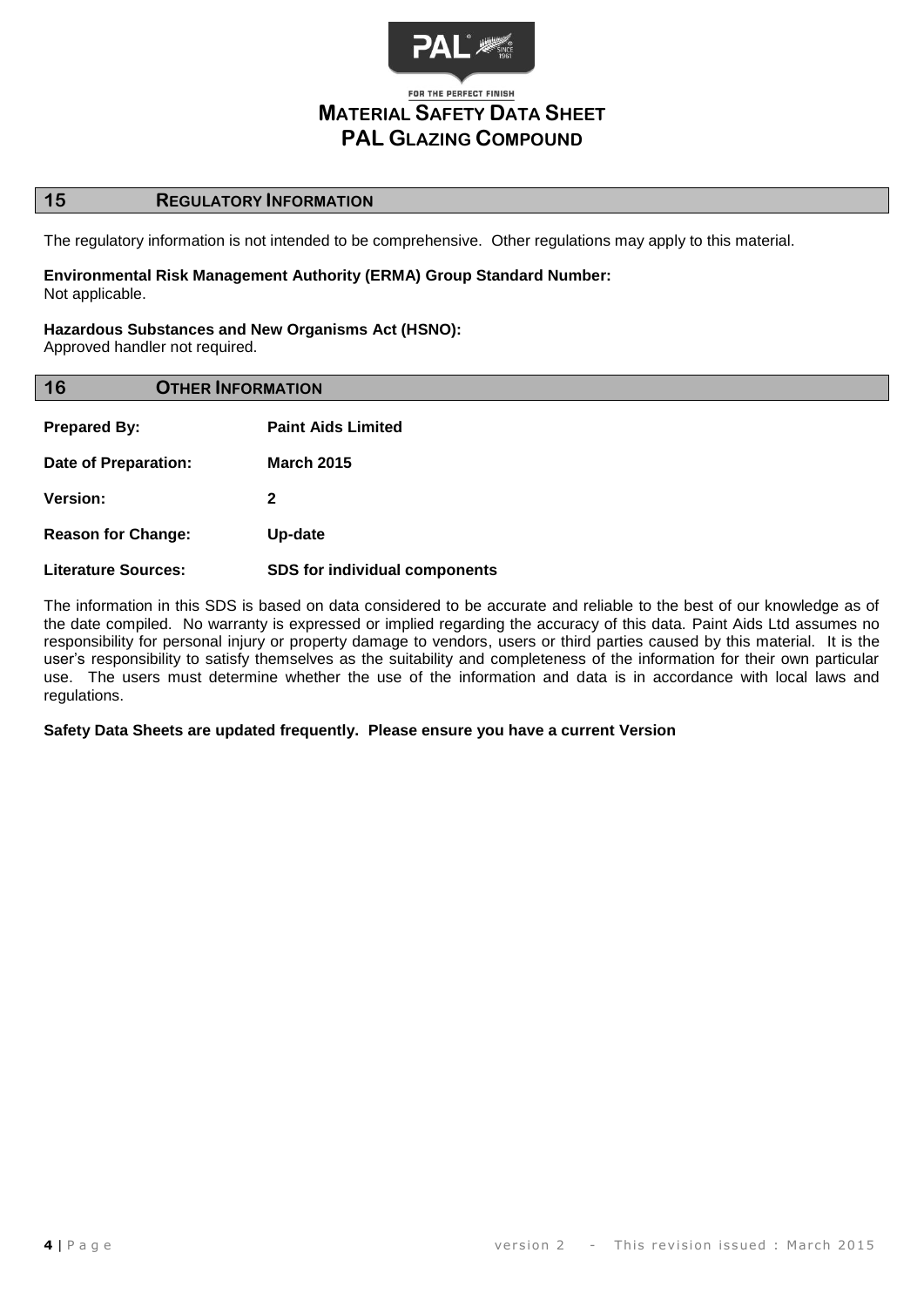# MATERIAL SAFETY DATA SHEET
# PAL GLAZING COMPOUND

## 15 REGULATORY INFORMATION

The regulatory information is not intended to be comprehensive. Other regulations may apply to this material.

**Environmental Risk Management Authority (ERMA) Group Standard Number:**
Not applicable.

**Hazardous Substances and New Organisms Act (HSNO):**
Approved handler not required.

## 16 OTHER INFORMATION

| | |
|---|---|
| **Prepared By:** | **Paint Aids Limited** |
| **Date of Preparation:** | **March 2015** |
| **Version:** | **2** |
| **Reason for Change:** | **Up-date** |
| **Literature Sources:** | **SDS for individual components** |

The information in this SDS is based on data considered to be accurate and reliable to the best of our knowledge as of the date compiled. No warranty is expressed or implied regarding the accuracy of this data. Paint Aids Ltd assumes no responsibility for personal injury or property damage to vendors, users or third parties caused by this material. It is the user's responsibility to satisfy themselves as the suitability and completeness of the information for their own particular use. The users must determine whether the use of the information and data is in accordance with local laws and regulations.

**Safety Data Sheets are updated frequently. Please ensure you have a current Version**